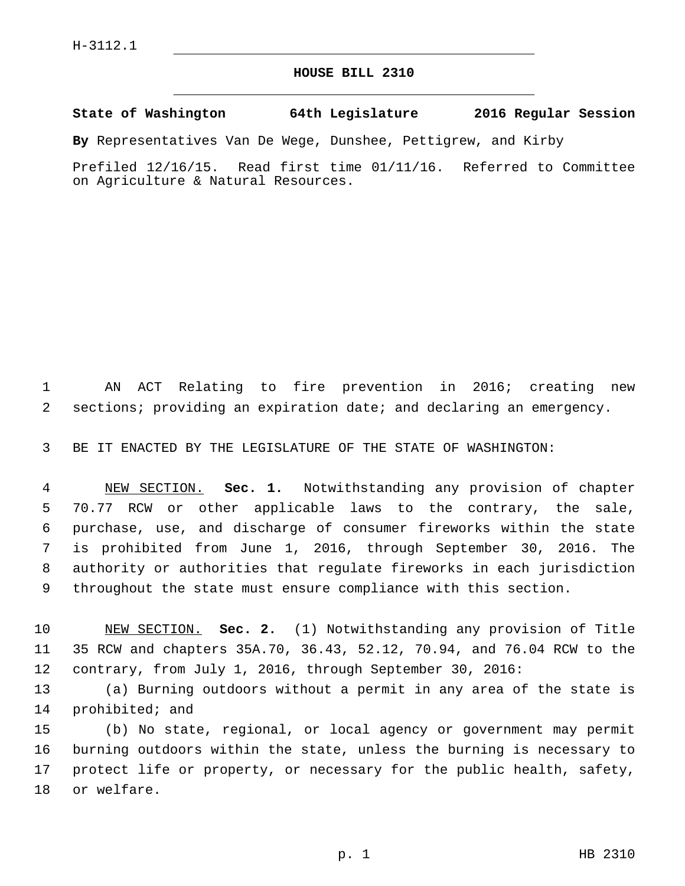H-3112.1

# HOUSE BILL 2310

**State of Washington 64th Legislature 2016 Regular Session**

**By** Representatives Van De Wege, Dunshee, Pettigrew, and Kirby

Prefiled 12/16/15. Read first time 01/11/16. Referred to Committee on Agriculture & Natural Resources.

AN ACT Relating to fire prevention in 2016; creating new sections; providing an expiration date; and declaring an emergency.

BE IT ENACTED BY THE LEGISLATURE OF THE STATE OF WASHINGTON:

NEW SECTION. **Sec. 1.** Notwithstanding any provision of chapter 70.77 RCW or other applicable laws to the contrary, the sale, purchase, use, and discharge of consumer fireworks within the state is prohibited from June 1, 2016, through September 30, 2016. The authority or authorities that regulate fireworks in each jurisdiction throughout the state must ensure compliance with this section.

NEW SECTION. **Sec. 2.** (1) Notwithstanding any provision of Title 35 RCW and chapters 35A.70, 36.43, 52.12, 70.94, and 76.04 RCW to the contrary, from July 1, 2016, through September 30, 2016:

(a) Burning outdoors without a permit in any area of the state is prohibited; and

(b) No state, regional, or local agency or government may permit burning outdoors within the state, unless the burning is necessary to protect life or property, or necessary for the public health, safety, or welfare.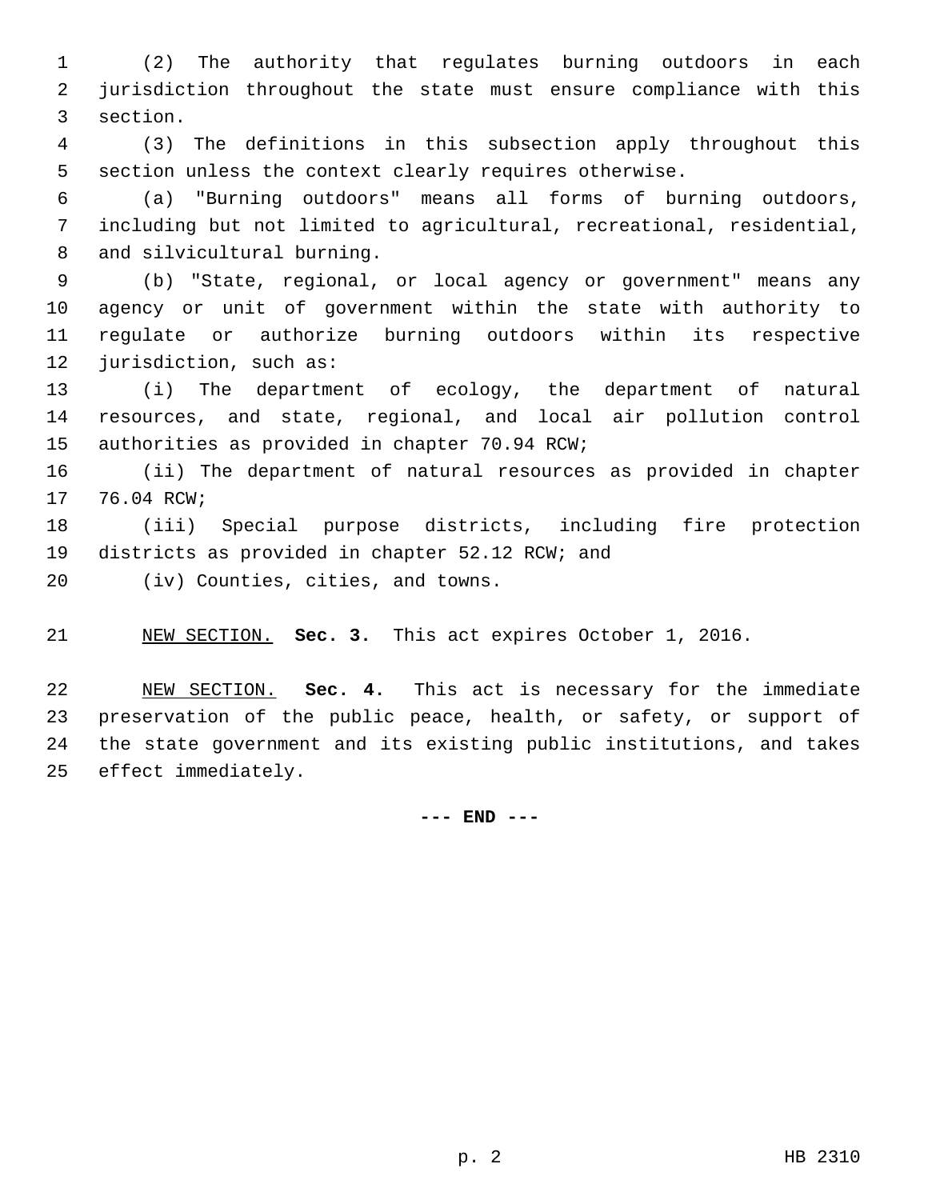(2) The authority that regulates burning outdoors in each jurisdiction throughout the state must ensure compliance with this section.

(3) The definitions in this subsection apply throughout this section unless the context clearly requires otherwise.

(a) "Burning outdoors" means all forms of burning outdoors, including but not limited to agricultural, recreational, residential, and silvicultural burning.

(b) "State, regional, or local agency or government" means any agency or unit of government within the state with authority to regulate or authorize burning outdoors within its respective jurisdiction, such as:

(i) The department of ecology, the department of natural resources, and state, regional, and local air pollution control authorities as provided in chapter 70.94 RCW;

(ii) The department of natural resources as provided in chapter 76.04 RCW;

(iii) Special purpose districts, including fire protection districts as provided in chapter 52.12 RCW; and

(iv) Counties, cities, and towns.

NEW SECTION. **Sec. 3.** This act expires October 1, 2016.

NEW SECTION. **Sec. 4.** This act is necessary for the immediate preservation of the public peace, health, or safety, or support of the state government and its existing public institutions, and takes effect immediately.

**--- END ---**